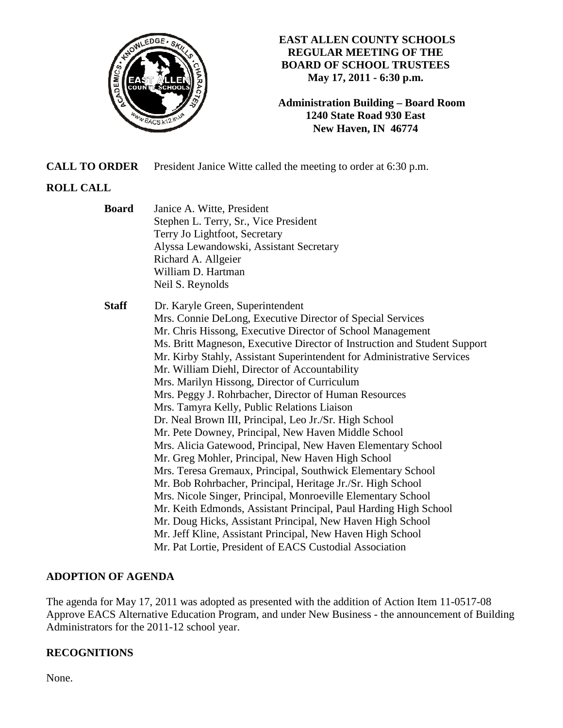**EAST ALLEN COUNTY SCHOOLS**
**REGULAR MEETING OF THE**
**BOARD OF SCHOOL TRUSTEES**
**May 17, 2011 - 6:30 p.m.**

**Administration Building – Board Room**
**1240 State Road 930 East**
**New Haven, IN 46774**

**CALL TO ORDER** President Janice Witte called the meeting to order at 6:30 p.m.

**ROLL CALL**

**Board**
Janice A. Witte, President
Stephen L. Terry, Sr., Vice President
Terry Jo Lightfoot, Secretary
Alyssa Lewandowski, Assistant Secretary
Richard A. Allgeier
William D. Hartman
Neil S. Reynolds

**Staff**
Dr. Karyle Green, Superintendent
Mrs. Connie DeLong, Executive Director of Special Services
Mr. Chris Hissong, Executive Director of School Management
Ms. Britt Magneson, Executive Director of Instruction and Student Support
Mr. Kirby Stahly, Assistant Superintendent for Administrative Services
Mr. William Diehl, Director of Accountability
Mrs. Marilyn Hissong, Director of Curriculum
Mrs. Peggy J. Rohrbacher, Director of Human Resources
Mrs. Tamyra Kelly, Public Relations Liaison
Dr. Neal Brown III, Principal, Leo Jr./Sr. High School
Mr. Pete Downey, Principal, New Haven Middle School
Mrs. Alicia Gatewood, Principal, New Haven Elementary School
Mr. Greg Mohler, Principal, New Haven High School
Mrs. Teresa Gremaux, Principal, Southwick Elementary School
Mr. Bob Rohrbacher, Principal, Heritage Jr./Sr. High School
Mrs. Nicole Singer, Principal, Monroeville Elementary School
Mr. Keith Edmonds, Assistant Principal, Paul Harding High School
Mr. Doug Hicks, Assistant Principal, New Haven High School
Mr. Jeff Kline, Assistant Principal, New Haven High School
Mr. Pat Lortie, President of EACS Custodial Association

**ADOPTION OF AGENDA**

The agenda for May 17, 2011 was adopted as presented with the addition of Action Item 11-0517-08 Approve EACS Alternative Education Program, and under New Business - the announcement of Building Administrators for the 2011-12 school year.

**RECOGNITIONS**

None.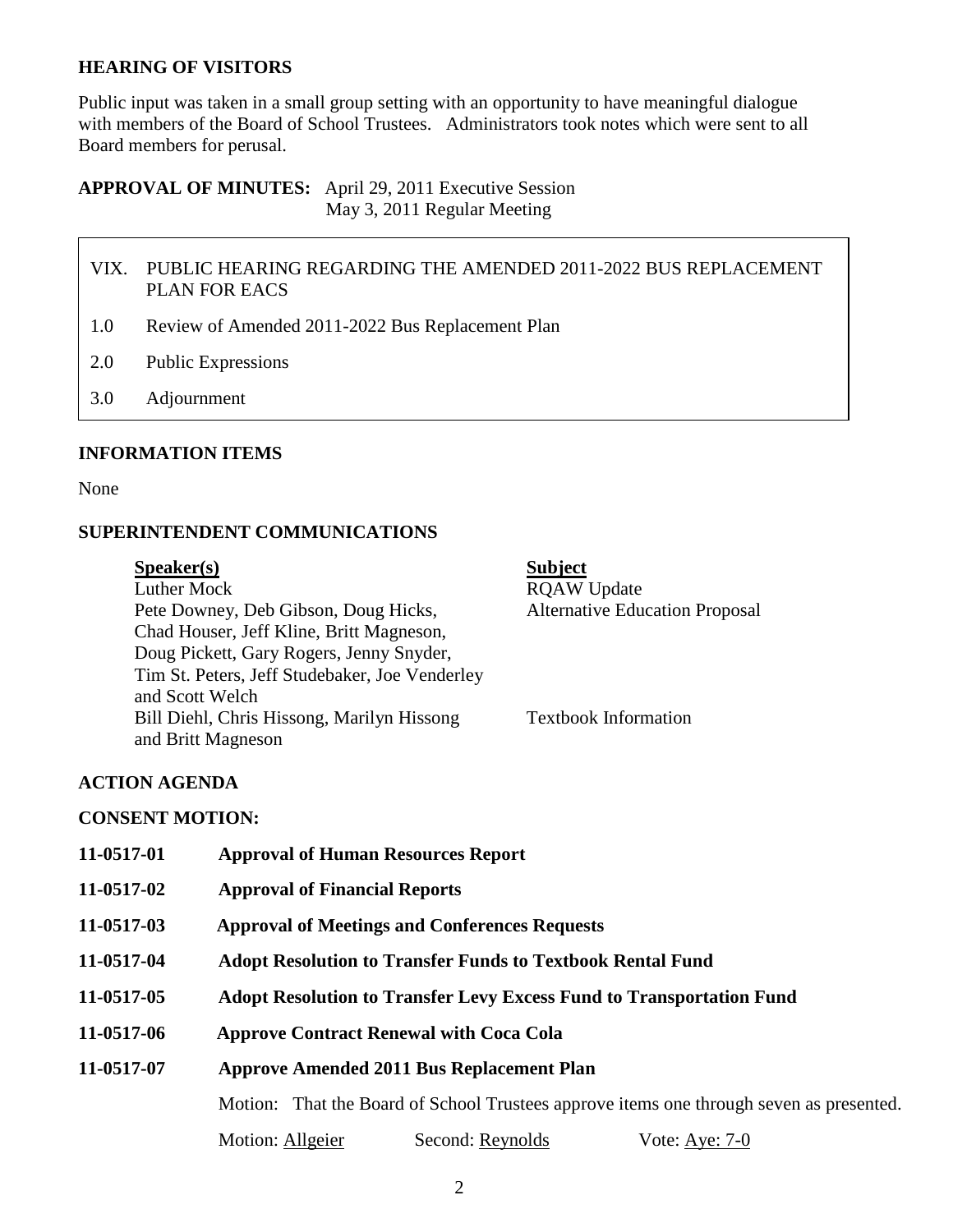## HEARING OF VISITORS

Public input was taken in a small group setting with an opportunity to have meaningful dialogue with members of the Board of School Trustees. Administrators took notes which were sent to all Board members for perusal.

**APPROVAL OF MINUTES:** April 29, 2011 Executive Session
May 3, 2011 Regular Meeting

VIX. PUBLIC HEARING REGARDING THE AMENDED 2011-2022 BUS REPLACEMENT PLAN FOR EACS

1.0 Review of Amended 2011-2022 Bus Replacement Plan

2.0 Public Expressions

3.0 Adjournment

## INFORMATION ITEMS

None

## SUPERINTENDENT COMMUNICATIONS

| Speaker(s) | Subject |
|---|---|
| Luther Mock | RQAW Update |
| Pete Downey, Deb Gibson, Doug Hicks, Chad Houser, Jeff Kline, Britt Magneson, Doug Pickett, Gary Rogers, Jenny Snyder, Tim St. Peters, Jeff Studebaker, Joe Venderley and Scott Welch | Alternative Education Proposal |
| Bill Diehl, Chris Hissong, Marilyn Hissong and Britt Magneson | Textbook Information |

## ACTION AGENDA

### CONSENT MOTION:

**11-0517-01** **Approval of Human Resources Report**

**11-0517-02** **Approval of Financial Reports**

**11-0517-03** **Approval of Meetings and Conferences Requests**

**11-0517-04** **Adopt Resolution to Transfer Funds to Textbook Rental Fund**

**11-0517-05** **Adopt Resolution to Transfer Levy Excess Fund to Transportation Fund**

**11-0517-06** **Approve Contract Renewal with Coca Cola**

**11-0517-07** **Approve Amended 2011 Bus Replacement Plan**

Motion: That the Board of School Trustees approve items one through seven as presented.

Motion: Allgeier Second: Reynolds Vote: Aye: 7-0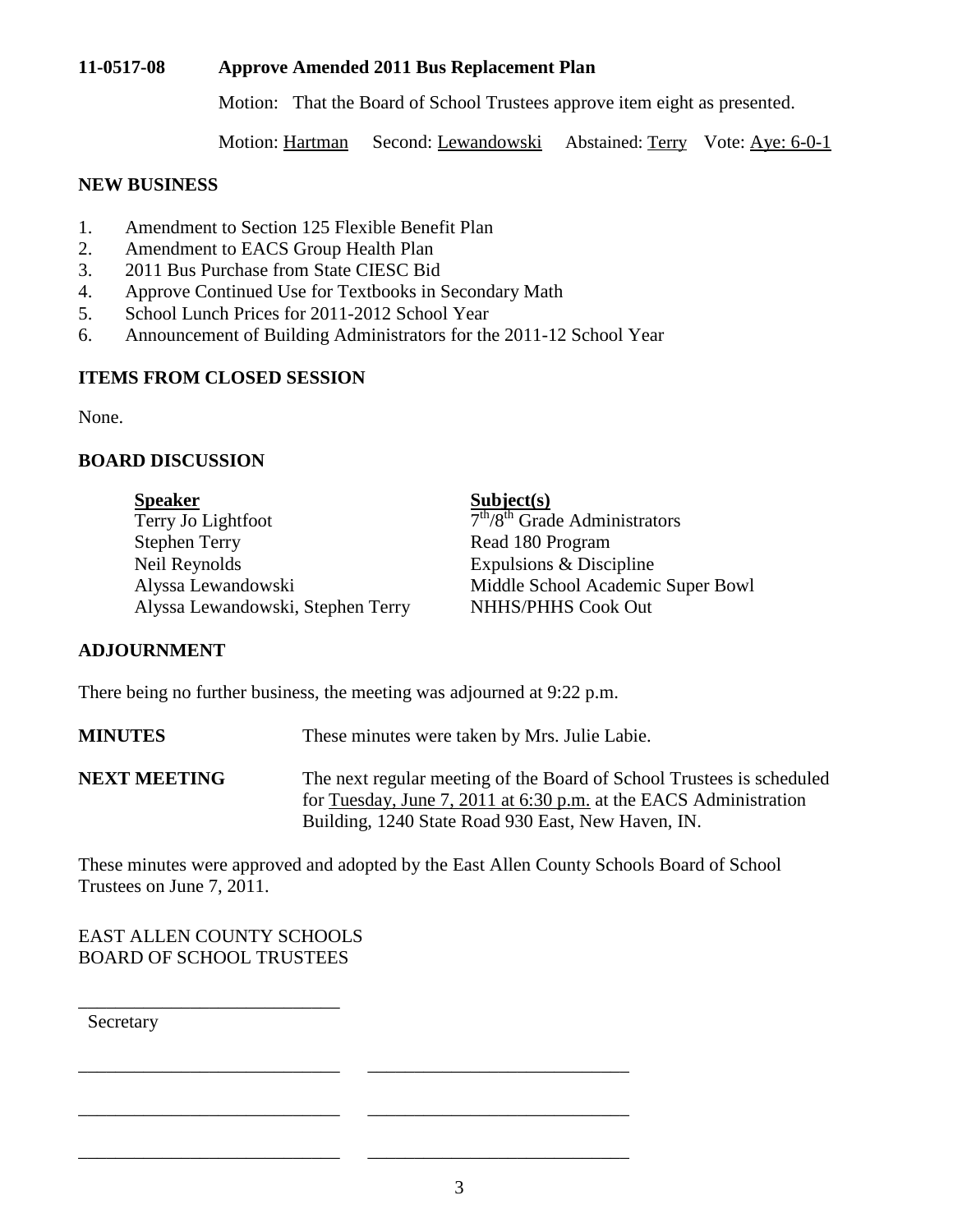**11-0517-08 Approve Amended 2011 Bus Replacement Plan**

Motion: That the Board of School Trustees approve item eight as presented.

Motion: Hartman Second: Lewandowski Abstained: Terry Vote: Aye: 6-0-1

## NEW BUSINESS

1. Amendment to Section 125 Flexible Benefit Plan
2. Amendment to EACS Group Health Plan
3. 2011 Bus Purchase from State CIESC Bid
4. Approve Continued Use for Textbooks in Secondary Math
5. School Lunch Prices for 2011-2012 School Year
6. Announcement of Building Administrators for the 2011-12 School Year

## ITEMS FROM CLOSED SESSION

None.

## BOARD DISCUSSION

| **Speaker** | **Subject(s)** |
|---|---|
| Terry Jo Lightfoot | 7th/8th Grade Administrators |
| Stephen Terry | Read 180 Program |
| Neil Reynolds | Expulsions & Discipline |
| Alyssa Lewandowski | Middle School Academic Super Bowl |
| Alyssa Lewandowski, Stephen Terry | NHHS/PHHS Cook Out |

## ADJOURNMENT

There being no further business, the meeting was adjourned at 9:22 p.m.

**MINUTES** These minutes were taken by Mrs. Julie Labie.

**NEXT MEETING** The next regular meeting of the Board of School Trustees is scheduled for Tuesday, June 7, 2011 at 6:30 p.m. at the EACS Administration Building, 1240 State Road 930 East, New Haven, IN.

These minutes were approved and adopted by the East Allen County Schools Board of School Trustees on June 7, 2011.

EAST ALLEN COUNTY SCHOOLS
BOARD OF SCHOOL TRUSTEES

____________________________
Secretary

____________________________ ____________________________

____________________________ ____________________________

____________________________ ____________________________